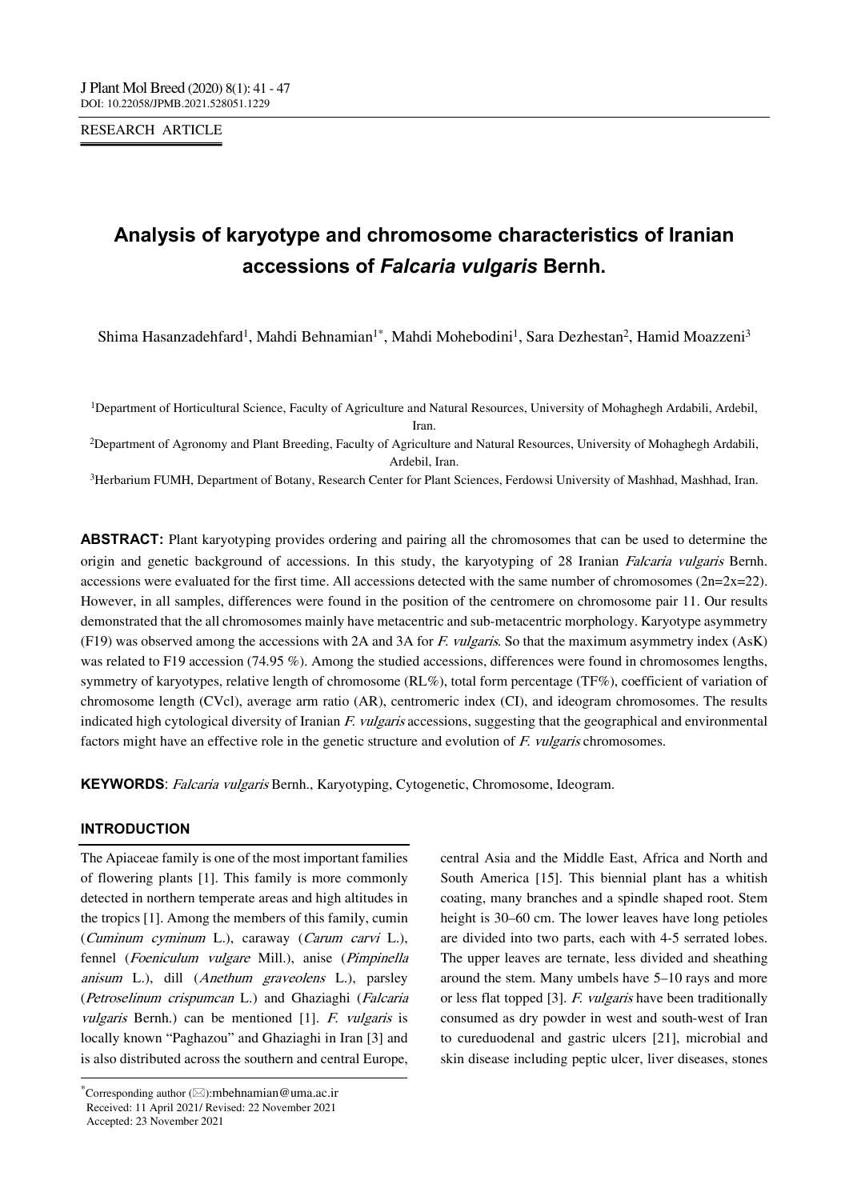RESEARCH ARTICLE

# Analysis of karyotype and chromosome characteristics of Iranian accessions of *Falcaria vulgaris* Bernh.

Shima Hasanzadehfard[1], Mahdi Behnamian[1*], Mahdi Mohebodini[1], Sara Dezhestan[2], Hamid Moazzeni[3]

[1]Department of Horticultural Science, Faculty of Agriculture and Natural Resources, University of Mohaghegh Ardabili, Ardebil, Iran.

[2]Department of Agronomy and Plant Breeding, Faculty of Agriculture and Natural Resources, University of Mohaghegh Ardabili, Ardebil, Iran.

[3]Herbarium FUMH, Department of Botany, Research Center for Plant Sciences, Ferdowsi University of Mashhad, Mashhad, Iran.

**ABSTRACT:** Plant karyotyping provides ordering and pairing all the chromosomes that can be used to determine the origin and genetic background of accessions. In this study, the karyotyping of 28 Iranian *Falcaria vulgaris* Bernh. accessions were evaluated for the first time. All accessions detected with the same number of chromosomes (2n=2x=22). However, in all samples, differences were found in the position of the centromere on chromosome pair 11. Our results demonstrated that the all chromosomes mainly have metacentric and sub-metacentric morphology. Karyotype asymmetry (F19) was observed among the accessions with 2A and 3A for *F. vulgaris*. So that the maximum asymmetry index (AsK) was related to F19 accession (74.95 %). Among the studied accessions, differences were found in chromosomes lengths, symmetry of karyotypes, relative length of chromosome (RL%), total form percentage (TF%), coefficient of variation of chromosome length (CVcl), average arm ratio (AR), centromeric index (CI), and ideogram chromosomes. The results indicated high cytological diversity of Iranian *F. vulgaris* accessions, suggesting that the geographical and environmental factors might have an effective role in the genetic structure and evolution of *F. vulgaris* chromosomes.

**KEYWORDS**: *Falcaria vulgaris* Bernh., Karyotyping, Cytogenetic, Chromosome, Ideogram.

## INTRODUCTION

The Apiaceae family is one of the most important families of flowering plants [1]. This family is more commonly detected in northern temperate areas and high altitudes in the tropics [1]. Among the members of this family, cumin (*Cuminum cyminum* L.), caraway (*Carum carvi* L.), fennel (*Foeniculum vulgare* Mill.), anise (*Pimpinella anisum* L.), dill (*Anethum graveolens* L.), parsley (*Petroselinum crispumcan* L.) and Ghaziaghi (*Falcaria vulgaris* Bernh.) can be mentioned [1]. *F. vulgaris* is locally known "Paghazou" and Ghaziaghi in Iran [3] and is also distributed across the southern and central Europe, central Asia and the Middle East, Africa and North and South America [15]. This biennial plant has a whitish coating, many branches and a spindle shaped root. Stem height is 30–60 cm. The lower leaves have long petioles are divided into two parts, each with 4-5 serrated lobes. The upper leaves are ternate, less divided and sheathing around the stem. Many umbels have 5–10 rays and more or less flat topped [3]. *F. vulgaris* have been traditionally consumed as dry powder in west and south-west of Iran to cureduodenal and gastric ulcers [21], microbial and skin disease including peptic ulcer, liver diseases, stones

*Corresponding author (✉):mbehnamian@uma.ac.ir
Received: 11 April 2021/ Revised: 22 November 2021
Accepted: 23 November 2021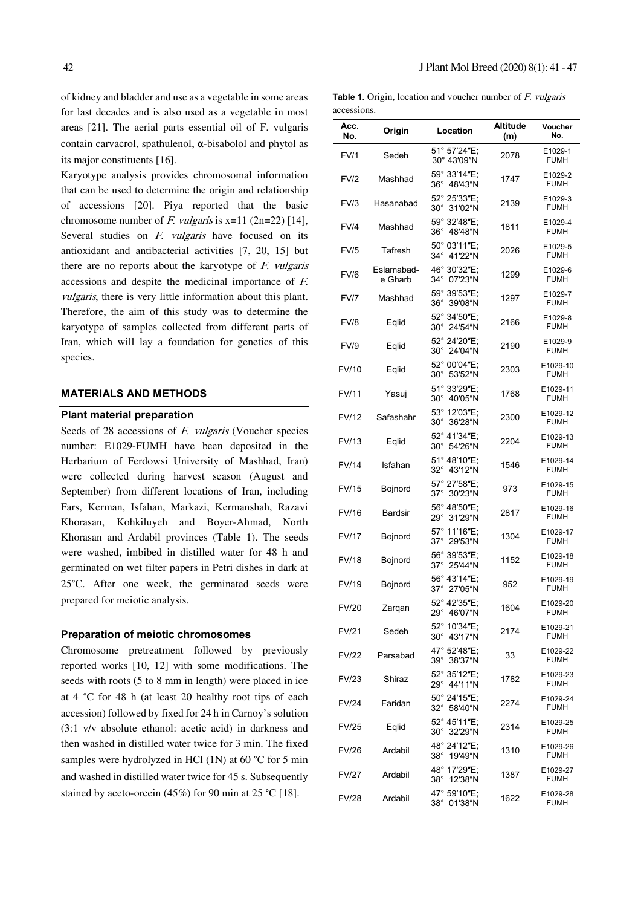of kidney and bladder and use as a vegetable in some areas for last decades and is also used as a vegetable in most areas [21]. The aerial parts essential oil of F. vulgaris contain carvacrol, spathulenol, α-bisabolol and phytol as its major constituents [16].

Karyotype analysis provides chromosomal information that can be used to determine the origin and relationship of accessions [20]. Piya reported that the basic chromosome number of *F. vulgaris* is x=11 (2n=22) [14], Several studies on *F. vulgaris* have focused on its antioxidant and antibacterial activities [7, 20, 15] but there are no reports about the karyotype of *F. vulgaris* accessions and despite the medicinal importance of *F. vulgaris*, there is very little information about this plant. Therefore, the aim of this study was to determine the karyotype of samples collected from different parts of Iran, which will lay a foundation for genetics of this species.

## MATERIALS AND METHODS

### Plant material preparation

Seeds of 28 accessions of *F. vulgaris* (Voucher species number: E1029-FUMH have been deposited in the Herbarium of Ferdowsi University of Mashhad, Iran) were collected during harvest season (August and September) from different locations of Iran, including Fars, Kerman, Isfahan, Markazi, Kermanshah, Razavi Khorasan, Kohkiluyeh and Boyer-Ahmad, North Khorasan and Ardabil provinces (Table 1). The seeds were washed, imbibed in distilled water for 48 h and germinated on wet filter papers in Petri dishes in dark at 25°C. After one week, the germinated seeds were prepared for meiotic analysis.

### Preparation of meiotic chromosomes

Chromosome pretreatment followed by previously reported works [10, 12] with some modifications. The seeds with roots (5 to 8 mm in length) were placed in ice at 4 °C for 48 h (at least 20 healthy root tips of each accession) followed by fixed for 24 h in Carnoy's solution (3:1 v/v absolute ethanol: acetic acid) in darkness and then washed in distilled water twice for 3 min. The fixed samples were hydrolyzed in HCl (1N) at 60 °C for 5 min and washed in distilled water twice for 45 s. Subsequently stained by aceto-orcein (45%) for 90 min at 25 °C [18].

**Table 1.** Origin, location and voucher number of *F. vulgaris* accessions.

| Acc. No. | Origin | Location | Altitude (m) | Voucher No. |
|---|---|---|---|---|
| FV/1 | Sedeh | 51° 57′24″E; 30° 43′09″N | 2078 | E1029-1 FUMH |
| FV/2 | Mashhad | 59° 33′14″E; 36° 48′43″N | 1747 | E1029-2 FUMH |
| FV/3 | Hasanabad | 52° 25′33″E; 30° 31′02″N | 2139 | E1029-3 FUMH |
| FV/4 | Mashhad | 59° 32′48″E; 36° 48′48″N | 1811 | E1029-4 FUMH |
| FV/5 | Tafresh | 50° 03′11″E; 34° 41′22″N | 2026 | E1029-5 FUMH |
| FV/6 | Eslamabad-e Gharb | 46° 30′32″E; 34° 07′23″N | 1299 | E1029-6 FUMH |
| FV/7 | Mashhad | 59° 39′53″E; 36° 39′08″N | 1297 | E1029-7 FUMH |
| FV/8 | Eqlid | 52° 34′50″E; 30° 24′54″N | 2166 | E1029-8 FUMH |
| FV/9 | Eqlid | 52° 24′20″E; 30° 24′04″N | 2190 | E1029-9 FUMH |
| FV/10 | Eqlid | 52° 00′04″E; 30° 53′52″N | 2303 | E1029-10 FUMH |
| FV/11 | Yasuj | 51° 33′29″E; 30° 40′05″N | 1768 | E1029-11 FUMH |
| FV/12 | Safashahr | 53° 12′03″E; 30° 36′28″N | 2300 | E1029-12 FUMH |
| FV/13 | Eqlid | 52° 41′34″E; 30° 54′26″N | 2204 | E1029-13 FUMH |
| FV/14 | Isfahan | 51° 48′10″E; 32° 43′12″N | 1546 | E1029-14 FUMH |
| FV/15 | Bojnord | 57° 27′58″E; 37° 30′23″N | 973 | E1029-15 FUMH |
| FV/16 | Bardsir | 56° 48′50″E; 29° 31′29″N | 2817 | E1029-16 FUMH |
| FV/17 | Bojnord | 57° 11′16″E; 37° 29′53″N | 1304 | E1029-17 FUMH |
| FV/18 | Bojnord | 56° 39′53″E; 37° 25′44″N | 1152 | E1029-18 FUMH |
| FV/19 | Bojnord | 56° 43′14″E; 37° 27′05″N | 952 | E1029-19 FUMH |
| FV/20 | Zarqan | 52° 42′35″E; 29° 46′07″N | 1604 | E1029-20 FUMH |
| FV/21 | Sedeh | 52° 10′34″E; 30° 43′17″N | 2174 | E1029-21 FUMH |
| FV/22 | Parsabad | 47° 52′48″E; 39° 38′37″N | 33 | E1029-22 FUMH |
| FV/23 | Shiraz | 52° 35′12″E; 29° 44′11″N | 1782 | E1029-23 FUMH |
| FV/24 | Faridan | 50° 24′15″E; 32° 58′40″N | 2274 | E1029-24 FUMH |
| FV/25 | Eqlid | 52° 45′11″E; 30° 32′29″N | 2314 | E1029-25 FUMH |
| FV/26 | Ardabil | 48° 24′12″E; 38° 19′49″N | 1310 | E1029-26 FUMH |
| FV/27 | Ardabil | 48° 17′29″E; 38° 12′38″N | 1387 | E1029-27 FUMH |
| FV/28 | Ardabil | 47° 59′10″E; 38° 01′38″N | 1622 | E1029-28 FUMH |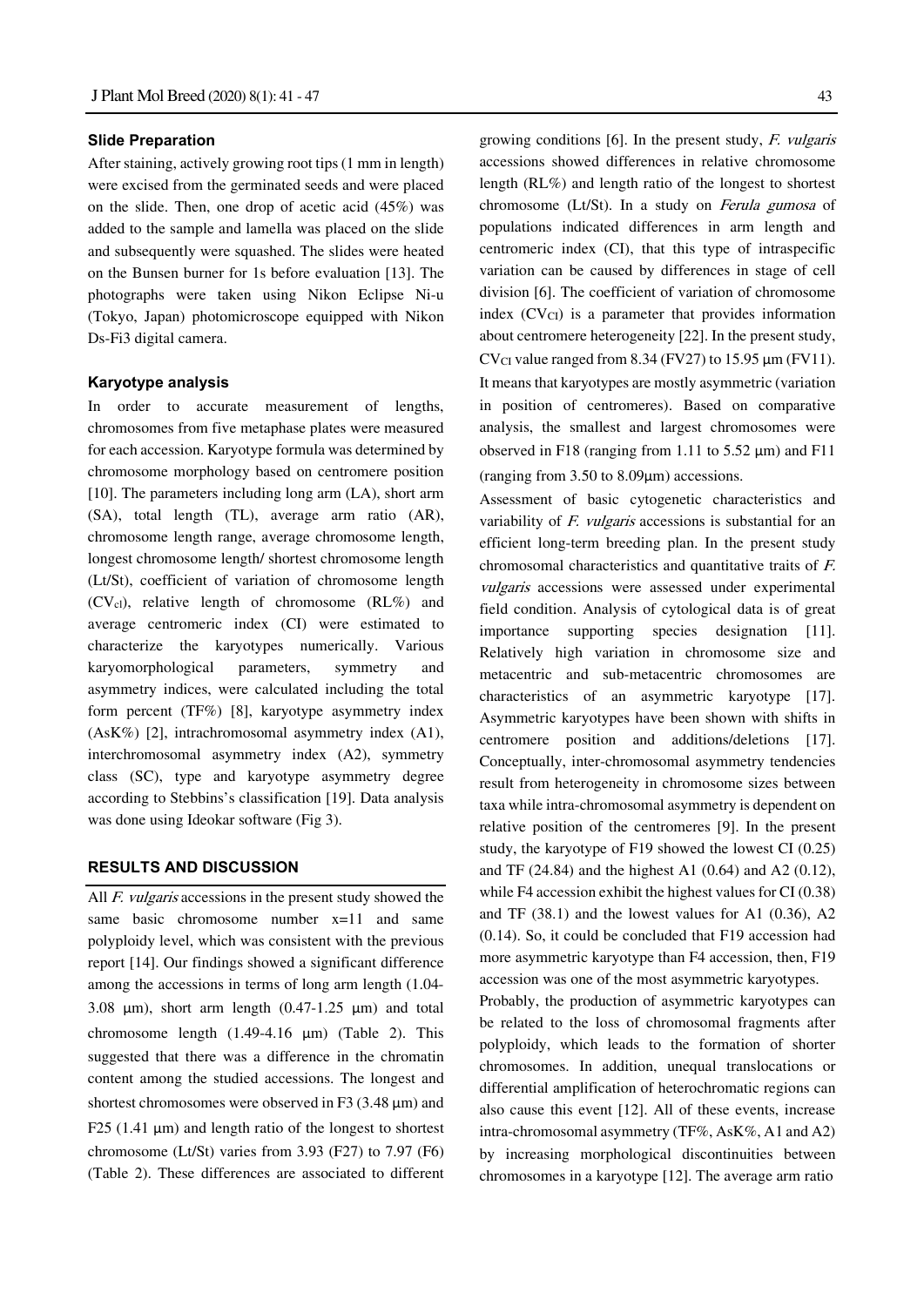### Slide Preparation

After staining, actively growing root tips (1 mm in length) were excised from the germinated seeds and were placed on the slide. Then, one drop of acetic acid (45%) was added to the sample and lamella was placed on the slide and subsequently were squashed. The slides were heated on the Bunsen burner for 1s before evaluation [13]. The photographs were taken using Nikon Eclipse Ni-u (Tokyo, Japan) photomicroscope equipped with Nikon Ds-Fi3 digital camera.

### Karyotype analysis

In order to accurate measurement of lengths, chromosomes from five metaphase plates were measured for each accession. Karyotype formula was determined by chromosome morphology based on centromere position [10]. The parameters including long arm (LA), short arm (SA), total length (TL), average arm ratio (AR), chromosome length range, average chromosome length, longest chromosome length/ shortest chromosome length (Lt/St), coefficient of variation of chromosome length ($CV_{cl}$), relative length of chromosome (RL%) and average centromeric index (CI) were estimated to characterize the karyotypes numerically. Various karyomorphological parameters, symmetry and asymmetry indices, were calculated including the total form percent (TF%) [8], karyotype asymmetry index (AsK%) [2], intrachromosomal asymmetry index (A1), interchromosomal asymmetry index (A2), symmetry class (SC), type and karyotype asymmetry degree according to Stebbins's classification [19]. Data analysis was done using Ideokar software (Fig 3).

## RESULTS AND DISCUSSION

All *F. vulgaris* accessions in the present study showed the same basic chromosome number x=11 and same polyploidy level, which was consistent with the previous report [14]. Our findings showed a significant difference among the accessions in terms of long arm length (1.04-3.08 μm), short arm length (0.47-1.25 μm) and total chromosome length (1.49-4.16 μm) (Table 2). This suggested that there was a difference in the chromatin content among the studied accessions. The longest and shortest chromosomes were observed in F3 (3.48 μm) and F25 (1.41 μm) and length ratio of the longest to shortest chromosome (Lt/St) varies from 3.93 (F27) to 7.97 (F6) (Table 2). These differences are associated to different growing conditions [6]. In the present study, *F. vulgaris* accessions showed differences in relative chromosome length (RL%) and length ratio of the longest to shortest chromosome (Lt/St). In a study on *Ferula gumosa* of populations indicated differences in arm length and centromeric index (CI), that this type of intraspecific variation can be caused by differences in stage of cell division [6]. The coefficient of variation of chromosome index ($CV_{CI}$) is a parameter that provides information about centromere heterogeneity [22]. In the present study, $CV_{CI}$ value ranged from 8.34 (FV27) to 15.95 μm (FV11). It means that karyotypes are mostly asymmetric (variation in position of centromeres). Based on comparative analysis, the smallest and largest chromosomes were observed in F18 (ranging from 1.11 to 5.52 μm) and F11 (ranging from 3.50 to 8.09μm) accessions.

Assessment of basic cytogenetic characteristics and variability of *F. vulgaris* accessions is substantial for an efficient long-term breeding plan. In the present study chromosomal characteristics and quantitative traits of *F. vulgaris* accessions were assessed under experimental field condition. Analysis of cytological data is of great importance supporting species designation [11]. Relatively high variation in chromosome size and metacentric and sub-metacentric chromosomes are characteristics of an asymmetric karyotype [17]. Asymmetric karyotypes have been shown with shifts in centromere position and additions/deletions [17]. Conceptually, inter-chromosomal asymmetry tendencies result from heterogeneity in chromosome sizes between taxa while intra-chromosomal asymmetry is dependent on relative position of the centromeres [9]. In the present study, the karyotype of F19 showed the lowest CI (0.25) and TF (24.84) and the highest A1 (0.64) and A2 (0.12), while F4 accession exhibit the highest values for CI (0.38) and TF (38.1) and the lowest values for A1 (0.36), A2 (0.14). So, it could be concluded that F19 accession had more asymmetric karyotype than F4 accession, then, F19 accession was one of the most asymmetric karyotypes.

Probably, the production of asymmetric karyotypes can be related to the loss of chromosomal fragments after polyploidy, which leads to the formation of shorter chromosomes. In addition, unequal translocations or differential amplification of heterochromatic regions can also cause this event [12]. All of these events, increase intra-chromosomal asymmetry (TF%, AsK%, A1 and A2) by increasing morphological discontinuities between chromosomes in a karyotype [12]. The average arm ratio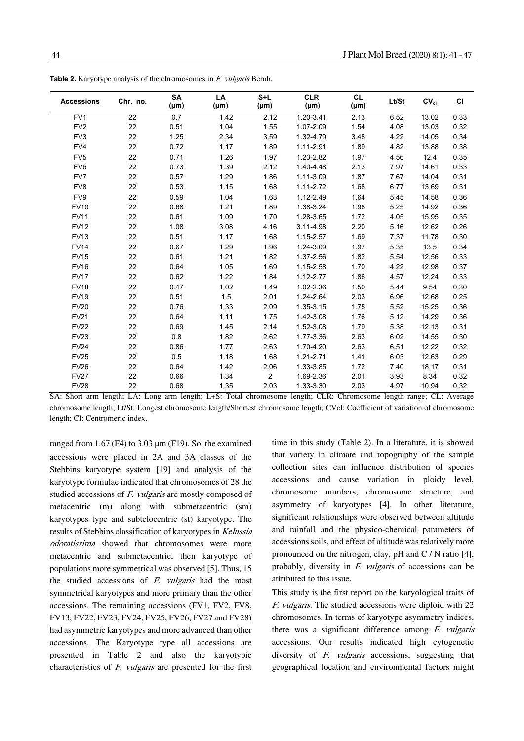**Table 2.** Karyotype analysis of the chromosomes in *F. vulgaris* Bernh.

| Accessions | Chr. no. | SA (μm) | LA (μm) | S+L (μm) | CLR (μm) | CL (μm) | Lt/St | $CV_{cl}$ | CI |
|---|---|---|---|---|---|---|---|---|---|
| FV1 | 22 | 0.7 | 1.42 | 2.12 | 1.20-3.41 | 2.13 | 6.52 | 13.02 | 0.33 |
| FV2 | 22 | 0.51 | 1.04 | 1.55 | 1.07-2.09 | 1.54 | 4.08 | 13.03 | 0.32 |
| FV3 | 22 | 1.25 | 2.34 | 3.59 | 1.32-4.79 | 3.48 | 4.22 | 14.05 | 0.34 |
| FV4 | 22 | 0.72 | 1.17 | 1.89 | 1.11-2.91 | 1.89 | 4.82 | 13.88 | 0.38 |
| FV5 | 22 | 0.71 | 1.26 | 1.97 | 1.23-2.82 | 1.97 | 4.56 | 12.4 | 0.35 |
| FV6 | 22 | 0.73 | 1.39 | 2.12 | 1.40-4.48 | 2.13 | 7.97 | 14.61 | 0.33 |
| FV7 | 22 | 0.57 | 1.29 | 1.86 | 1.11-3.09 | 1.87 | 7.67 | 14.04 | 0.31 |
| FV8 | 22 | 0.53 | 1.15 | 1.68 | 1.11-2.72 | 1.68 | 6.77 | 13.69 | 0.31 |
| FV9 | 22 | 0.59 | 1.04 | 1.63 | 1.12-2.49 | 1.64 | 5.45 | 14.58 | 0.36 |
| FV10 | 22 | 0.68 | 1.21 | 1.89 | 1.38-3.24 | 1.98 | 5.25 | 14.92 | 0.36 |
| FV11 | 22 | 0.61 | 1.09 | 1.70 | 1.28-3.65 | 1.72 | 4.05 | 15.95 | 0.35 |
| FV12 | 22 | 1.08 | 3.08 | 4.16 | 3.11-4.98 | 2.20 | 5.16 | 12.62 | 0.26 |
| FV13 | 22 | 0.51 | 1.17 | 1.68 | 1.15-2.57 | 1.69 | 7.37 | 11.78 | 0.30 |
| FV14 | 22 | 0.67 | 1.29 | 1.96 | 1.24-3.09 | 1.97 | 5.35 | 13.5 | 0.34 |
| FV15 | 22 | 0.61 | 1.21 | 1.82 | 1.37-2.56 | 1.82 | 5.54 | 12.56 | 0.33 |
| FV16 | 22 | 0.64 | 1.05 | 1.69 | 1.15-2.58 | 1.70 | 4.22 | 12.98 | 0.37 |
| FV17 | 22 | 0.62 | 1.22 | 1.84 | 1.12-2.77 | 1.86 | 4.57 | 12.24 | 0.33 |
| FV18 | 22 | 0.47 | 1.02 | 1.49 | 1.02-2.36 | 1.50 | 5.44 | 9.54 | 0.30 |
| FV19 | 22 | 0.51 | 1.5 | 2.01 | 1.24-2.64 | 2.03 | 6.96 | 12.68 | 0.25 |
| FV20 | 22 | 0.76 | 1.33 | 2.09 | 1.35-3.15 | 1.75 | 5.52 | 15.25 | 0.36 |
| FV21 | 22 | 0.64 | 1.11 | 1.75 | 1.42-3.08 | 1.76 | 5.12 | 14.29 | 0.36 |
| FV22 | 22 | 0.69 | 1.45 | 2.14 | 1.52-3.08 | 1.79 | 5.38 | 12.13 | 0.31 |
| FV23 | 22 | 0.8 | 1.82 | 2.62 | 1.77-3.36 | 2.63 | 6.02 | 14.55 | 0.30 |
| FV24 | 22 | 0.86 | 1.77 | 2.63 | 1.70-4.20 | 2.63 | 6.51 | 12.22 | 0.32 |
| FV25 | 22 | 0.5 | 1.18 | 1.68 | 1.21-2.71 | 1.41 | 6.03 | 12.63 | 0.29 |
| FV26 | 22 | 0.64 | 1.42 | 2.06 | 1.33-3.85 | 1.72 | 7.40 | 18.17 | 0.31 |
| FV27 | 22 | 0.66 | 1.34 | 2 | 1.69-2.36 | 2.01 | 3.93 | 8.34 | 0.32 |
| FV28 | 22 | 0.68 | 1.35 | 2.03 | 1.33-3.30 | 2.03 | 4.97 | 10.94 | 0.32 |

SA: Short arm length; LA: Long arm length; L+S: Total chromosome length; CLR: Chromosome length range; CL: Average chromosome length; Lt/St: Longest chromosome length/Shortest chromosome length; CVcl: Coefficient of variation of chromosome length; CI: Centromeric index.

ranged from 1.67 (F4) to 3.03 μm (F19). So, the examined accessions were placed in 2A and 3A classes of the Stebbins karyotype system [19] and analysis of the karyotype formulae indicated that chromosomes of 28 the studied accessions of *F. vulgaris* are mostly composed of metacentric (m) along with submetacentric (sm) karyotypes type and subtelocentric (st) karyotype. The results of Stebbins classification of karyotypes in *Kelussia odoratissima* showed that chromosomes were more metacentric and submetacentric, then karyotype of populations more symmetrical was observed [5]. Thus, 15 the studied accessions of *F. vulgaris* had the most symmetrical karyotypes and more primary than the other accessions. The remaining accessions (FV1, FV2, FV8, FV13, FV22, FV23, FV24, FV25, FV26, FV27 and FV28) had asymmetric karyotypes and more advanced than other accessions. The Karyotype type all accessions are presented in Table 2 and also the karyotypic characteristics of *F. vulgaris* are presented for the first time in this study (Table 2). In a literature, it is showed that variety in climate and topography of the sample collection sites can influence distribution of species accessions and cause variation in ploidy level, chromosome numbers, chromosome structure, and asymmetry of karyotypes [4]. In other literature, significant relationships were observed between altitude and rainfall and the physico-chemical parameters of accessions soils, and effect of altitude was relatively more pronounced on the nitrogen, clay, pH and C / N ratio [4], probably, diversity in *F. vulgaris* of accessions can be attributed to this issue.

This study is the first report on the karyological traits of *F. vulgaris*. The studied accessions were diploid with 22 chromosomes. In terms of karyotype asymmetry indices, there was a significant difference among *F. vulgaris* accessions. Our results indicated high cytogenetic diversity of *F. vulgaris* accessions, suggesting that geographical location and environmental factors might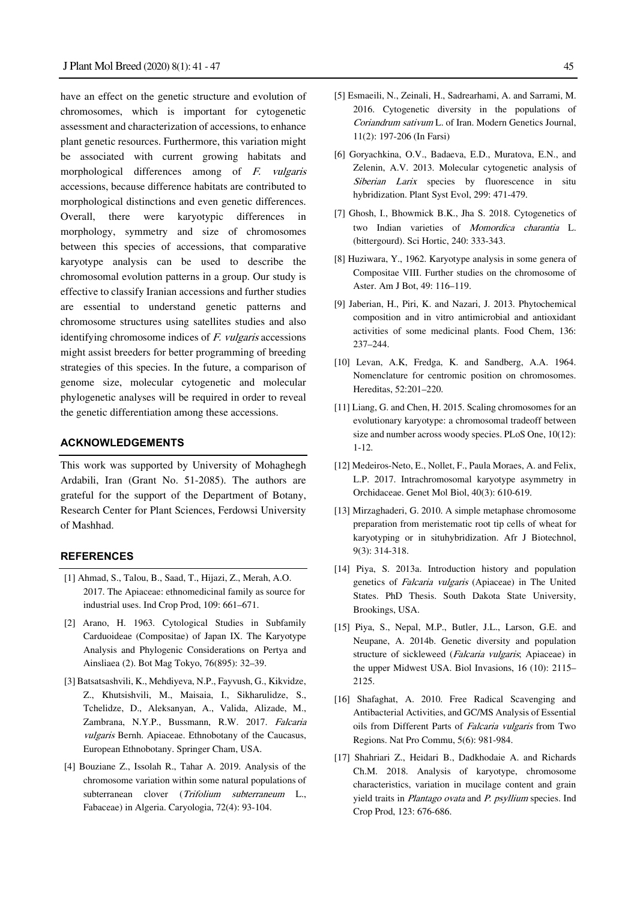have an effect on the genetic structure and evolution of chromosomes, which is important for cytogenetic assessment and characterization of accessions, to enhance plant genetic resources. Furthermore, this variation might be associated with current growing habitats and morphological differences among of *F. vulgaris* accessions, because difference habitats are contributed to morphological distinctions and even genetic differences. Overall, there were karyotypic differences in morphology, symmetry and size of chromosomes between this species of accessions, that comparative karyotype analysis can be used to describe the chromosomal evolution patterns in a group. Our study is effective to classify Iranian accessions and further studies are essential to understand genetic patterns and chromosome structures using satellites studies and also identifying chromosome indices of *F. vulgaris* accessions might assist breeders for better programming of breeding strategies of this species. In the future, a comparison of genome size, molecular cytogenetic and molecular phylogenetic analyses will be required in order to reveal the genetic differentiation among these accessions.

## ACKNOWLEDGEMENTS

This work was supported by University of Mohaghegh Ardabili, Iran (Grant No. 51-2085). The authors are grateful for the support of the Department of Botany, Research Center for Plant Sciences, Ferdowsi University of Mashhad.

## REFERENCES

[1] Ahmad, S., Talou, B., Saad, T., Hijazi, Z., Merah, A.O. 2017. The Apiaceae: ethnomedicinal family as source for industrial uses. Ind Crop Prod, 109: 661–671.

[2] Arano, H. 1963. Cytological Studies in Subfamily Carduoideae (Compositae) of Japan IX. The Karyotype Analysis and Phylogenic Considerations on Pertya and Ainsliaea (2). Bot Mag Tokyo, 76(895): 32–39.

[3] Batsatsashvili, K., Mehdiyeva, N.P., Fayvush, G., Kikvidze, Z., Khutsishvili, M., Maisaia, I., Sikharulidze, S., Tchelidze, D., Aleksanyan, A., Valida, Alizade, M., Zambrana, N.Y.P., Bussmann, R.W. 2017. *Falcaria vulgaris* Bernh. Apiaceae. Ethnobotany of the Caucasus, European Ethnobotany. Springer Cham, USA.

[4] Bouziane Z., Issolah R., Tahar A. 2019. Analysis of the chromosome variation within some natural populations of subterranean clover (*Trifolium subterraneum* L., Fabaceae) in Algeria. Caryologia, 72(4): 93-104.

[5] Esmaeili, N., Zeinali, H., Sadrearhami, A. and Sarrami, M. 2016. Cytogenetic diversity in the populations of *Coriandrum sativum* L. of Iran. Modern Genetics Journal, 11(2): 197-206 (In Farsi)

[6] Goryachkina, O.V., Badaeva, E.D., Muratova, E.N., and Zelenin, A.V. 2013. Molecular cytogenetic analysis of *Siberian Larix* species by fluorescence in situ hybridization. Plant Syst Evol, 299: 471-479.

[7] Ghosh, I., Bhowmick B.K., Jha S. 2018. Cytogenetics of two Indian varieties of *Momordica charantia* L. (bittergourd). Sci Hortic, 240: 333-343.

[8] Huziwara, Y., 1962. Karyotype analysis in some genera of Compositae VIII. Further studies on the chromosome of Aster. Am J Bot, 49: 116–119.

[9] Jaberian, H., Piri, K. and Nazari, J. 2013. Phytochemical composition and in vitro antimicrobial and antioxidant activities of some medicinal plants. Food Chem, 136: 237–244.

[10] Levan, A.K, Fredga, K. and Sandberg, A.A. 1964. Nomenclature for centromic position on chromosomes. Hereditas, 52:201–220.

[11] Liang, G. and Chen, H. 2015. Scaling chromosomes for an evolutionary karyotype: a chromosomal tradeoff between size and number across woody species. PLoS One, 10(12): 1-12.

[12] Medeiros-Neto, E., Nollet, F., Paula Moraes, A. and Felix, L.P. 2017. Intrachromosomal karyotype asymmetry in Orchidaceae. Genet Mol Biol, 40(3): 610-619.

[13] Mirzaghaderi, G. 2010. A simple metaphase chromosome preparation from meristematic root tip cells of wheat for karyotyping or in situhybridization. Afr J Biotechnol, 9(3): 314-318.

[14] Piya, S. 2013a. Introduction history and population genetics of *Falcaria vulgaris* (Apiaceae) in The United States. PhD Thesis. South Dakota State University, Brookings, USA.

[15] Piya, S., Nepal, M.P., Butler, J.L., Larson, G.E. and Neupane, A. 2014b. Genetic diversity and population structure of sickleweed (*Falcaria vulgaris*; Apiaceae) in the upper Midwest USA. Biol Invasions, 16 (10): 2115–2125.

[16] Shafaghat, A. 2010. Free Radical Scavenging and Antibacterial Activities, and GC/MS Analysis of Essential oils from Different Parts of *Falcaria vulgaris* from Two Regions. Nat Pro Commu, 5(6): 981-984.

[17] Shahriari Z., Heidari B., Dadkhodaie A. and Richards Ch.M. 2018. Analysis of karyotype, chromosome characteristics, variation in mucilage content and grain yield traits in *Plantago ovata* and *P. psyllium* species. Ind Crop Prod, 123: 676-686.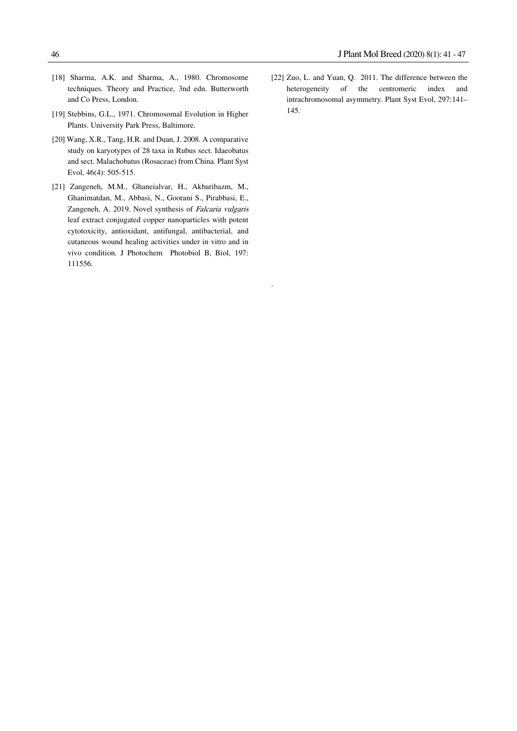[18] Sharma, A.K. and Sharma, A., 1980. Chromosome techniques. Theory and Practice, 3nd edn. Butterworth and Co Press, London.

[19] Stebbins, G.L., 1971. Chromosomal Evolution in Higher Plants. University Park Press, Baltimore.

[20] Wang, X.R., Tang, H.R. and Duan, J. 2008. A comparative study on karyotypes of 28 taxa in Rubus sect. Idaeobatus and sect. Malachobatus (Rosaceae) from China. Plant Syst Evol, 46(4): 505-515.

[21] Zangeneh, M.M., Ghaneialvar, H., Akbaribazm, M., Ghanimatdan, M., Abbasi, N., Goorani S., Pirabbasi, E., Zangeneh, A. 2019. Novel synthesis of *Falcaria vulgaris* leaf extract conjugated copper nanoparticles with potent cytotoxicity, antioxidant, antifungal, antibacterial, and cutaneous wound healing activities under in vitro and in vivo condition. J Photochem Photobiol B, Biol, 197: 111556.

[22] Zuo, L. and Yuan, Q. 2011. The difference between the heterogeneity of the centromeric index and intrachromosomal asymmetry. Plant Syst Evol, 297:141–145.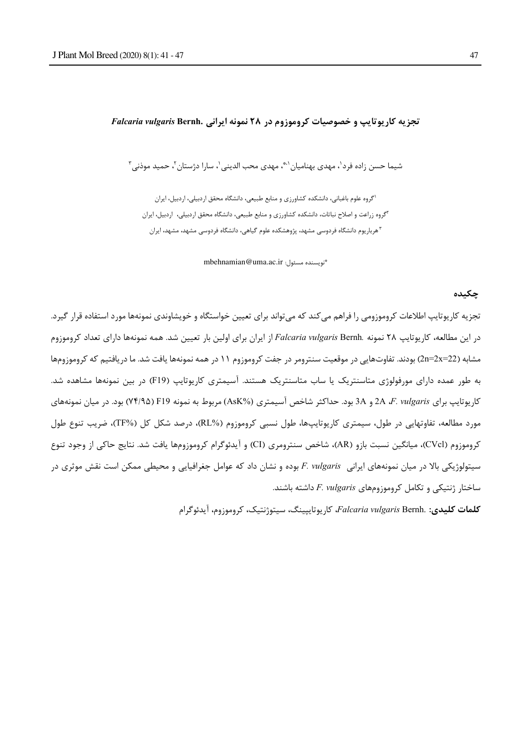# تجزیه کاریوتایپ و خصوصیات کروموزوم در ۲۸ نمونه ایرانی *Falcaria vulgaris* Bernh.

شیما حسن زاده فرد[1]، مهدی بهنامیان[1،*]، مهدی محب الدینی[1]، سارا دژستان[2]، حمید موذنی[3]

[1]گروه علوم باغبانی، دانشکده کشاورزی و منابع طبیعی، دانشگاه محقق اردبیلی، اردبیل، ایران

[2]گروه زراعت و اصلاح نباتات، دانشکده کشاورزی و منابع طبیعی، دانشگاه محقق اردبیلی، اردبیل، ایران

[3] هرباریوم دانشگاه فردوسی مشهد، پژوهشکده علوم گیاهی، دانشگاه فردوسی مشهد، مشهد، ایران

*نویسنده مسئول: mbehnamian@uma.ac.ir

## چکیده

تجزیه کاریوتایپ اطلاعات کروموزومی را فراهم می‌کند که می‌تواند برای تعیین خواستگاه و خویشاوندی نمونه‌ها مورد استفاده قرار گیرد. در این مطالعه، کاریوتایپ ۲۸ نمونه *Falcaria vulgaris* Bernh. از ایران برای اولین بار تعیین شد. همه نمونه‌ها دارای تعداد کروموزوم مشابه (2n=2x=22) بودند. تفاوت‌هایی در موقعیت سنترومر در جفت کروموزوم ۱۱ در همه نمونه‌ها یافت شد. ما دریافتیم که کروموزوم‌ها به طور عمده دارای مورفولوژی متاسنتریک یا ساب متاسنتریک هستند. آسیمتری کاریوتایپ (F19) در بین نمونه‌ها مشاهده شد. کاریوتایپ برای *F. vulgaris*، 2A و 3A بود. حداکثر شاخص آسیمتری (AsK%) مربوط به نمونه F19 (۷۴/۹۵) بود. در میان نمونه‌های مورد مطالعه، تفاوتهایی در طول، سیمتری کاریوتایپ‌ها، طول نسبی کروموزوم (RL%)، درصد شکل کل (TF%)، ضریب تنوع طول کروموزوم (CVcl)، میانگین نسبت بازو (AR)، شاخص سنترومری (CI) و آیدئوگرام کروموزوم‌ها یافت شد. نتایج حاکی از وجود تنوع سیتولوژیکی بالا در میان نمونه‌های ایرانی *F. vulgaris* بوده و نشان داد که عوامل جغرافیایی و محیطی ممکن است نقش موثری در ساختار ژنتیکی و تکامل کروموزوم‌های *F. vulgaris* داشته باشند.

**کلمات کلیدی:** *Falcaria vulgaris* Bernh.، کاریوتایپینگ، سیتوژنتیک، کروموزوم، آیدئوگرام